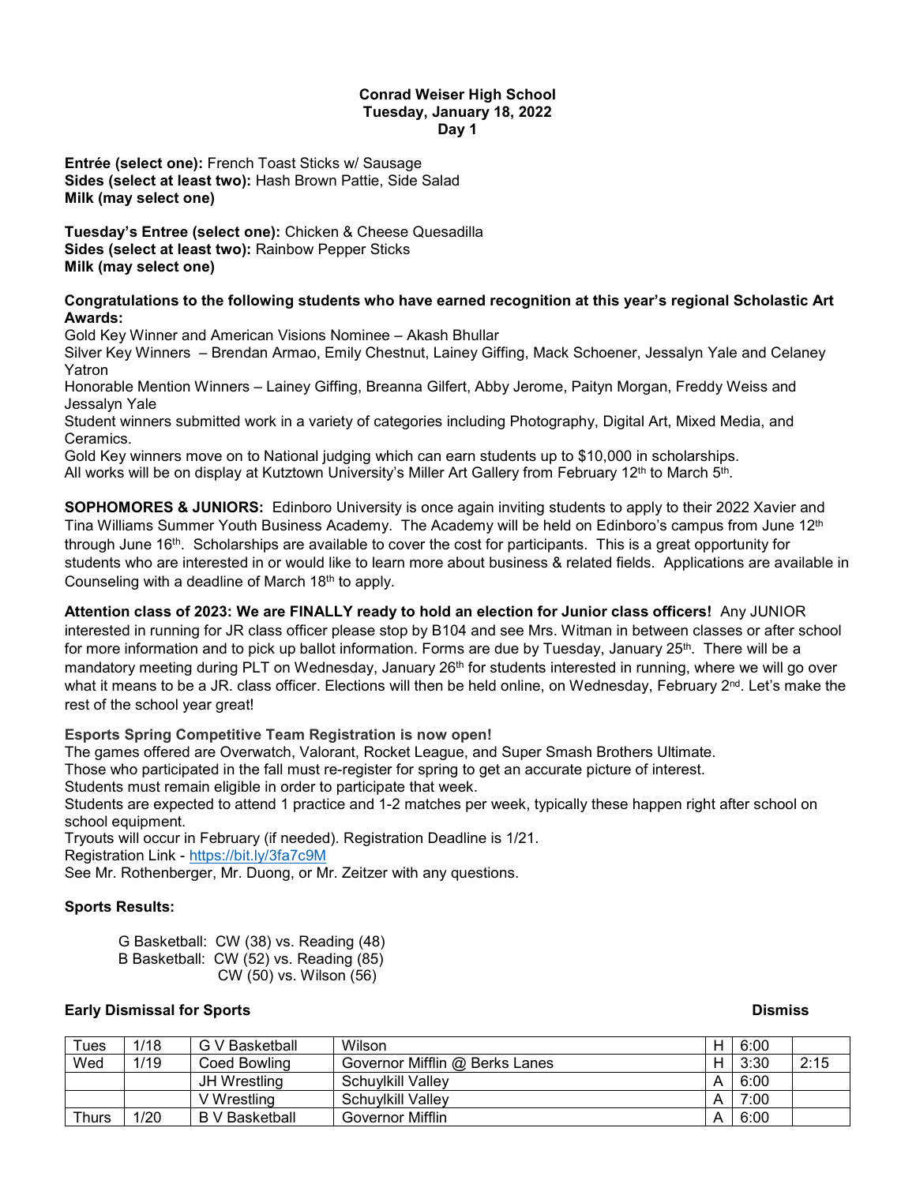**Conrad Weiser High School**
**Tuesday, January 18, 2022**
**Day 1**

**Entrée (select one):** French Toast Sticks w/ Sausage
**Sides (select at least two):** Hash Brown Pattie, Side Salad
**Milk (may select one)**

**Tuesday's Entree (select one):** Chicken & Cheese Quesadilla
**Sides (select at least two):** Rainbow Pepper Sticks
**Milk (may select one)**

**Congratulations to the following students who have earned recognition at this year's regional Scholastic Art Awards:**

Gold Key Winner and American Visions Nominee – Akash Bhullar
Silver Key Winners – Brendan Armao, Emily Chestnut, Lainey Giffing, Mack Schoener, Jessalyn Yale and Celaney Yatron
Honorable Mention Winners – Lainey Giffing, Breanna Gilfert, Abby Jerome, Paityn Morgan, Freddy Weiss and Jessalyn Yale
Student winners submitted work in a variety of categories including Photography, Digital Art, Mixed Media, and Ceramics.
Gold Key winners move on to National judging which can earn students up to $10,000 in scholarships.
All works will be on display at Kutztown University's Miller Art Gallery from February 12th to March 5th.

**SOPHOMORES & JUNIORS:** Edinboro University is once again inviting students to apply to their 2022 Xavier and Tina Williams Summer Youth Business Academy. The Academy will be held on Edinboro's campus from June 12th through June 16th. Scholarships are available to cover the cost for participants. This is a great opportunity for students who are interested in or would like to learn more about business & related fields. Applications are available in Counseling with a deadline of March 18th to apply.

**Attention class of 2023: We are FINALLY ready to hold an election for Junior class officers!** Any JUNIOR interested in running for JR class officer please stop by B104 and see Mrs. Witman in between classes or after school for more information and to pick up ballot information. Forms are due by Tuesday, January 25th. There will be a mandatory meeting during PLT on Wednesday, January 26th for students interested in running, where we will go over what it means to be a JR. class officer. Elections will then be held online, on Wednesday, February 2nd. Let's make the rest of the school year great!

**Esports Spring Competitive Team Registration is now open!**

The games offered are Overwatch, Valorant, Rocket League, and Super Smash Brothers Ultimate.
Those who participated in the fall must re-register for spring to get an accurate picture of interest.
Students must remain eligible in order to participate that week.
Students are expected to attend 1 practice and 1-2 matches per week, typically these happen right after school on school equipment.
Tryouts will occur in February (if needed). Registration Deadline is 1/21.
Registration Link - https://bit.ly/3fa7c9M
See Mr. Rothenberger, Mr. Duong, or Mr. Zeitzer with any questions.

**Sports Results:**

G Basketball: CW (38) vs. Reading (48)
B Basketball: CW (52) vs. Reading (85)
CW (50) vs. Wilson (56)

**Early Dismissal for Sports** **Dismiss**

| | | | | | | Dismiss |
|---|---|---|---|---|---|---|
| Tues | 1/18 | G V Basketball | Wilson | H | 6:00 | |
| Wed | 1/19 | Coed Bowling | Governor Mifflin @ Berks Lanes | H | 3:30 | 2:15 |
| | | JH Wrestling | Schuylkill Valley | A | 6:00 | |
| | | V Wrestling | Schuylkill Valley | A | 7:00 | |
| Thurs | 1/20 | B V Basketball | Governor Mifflin | A | 6:00 | |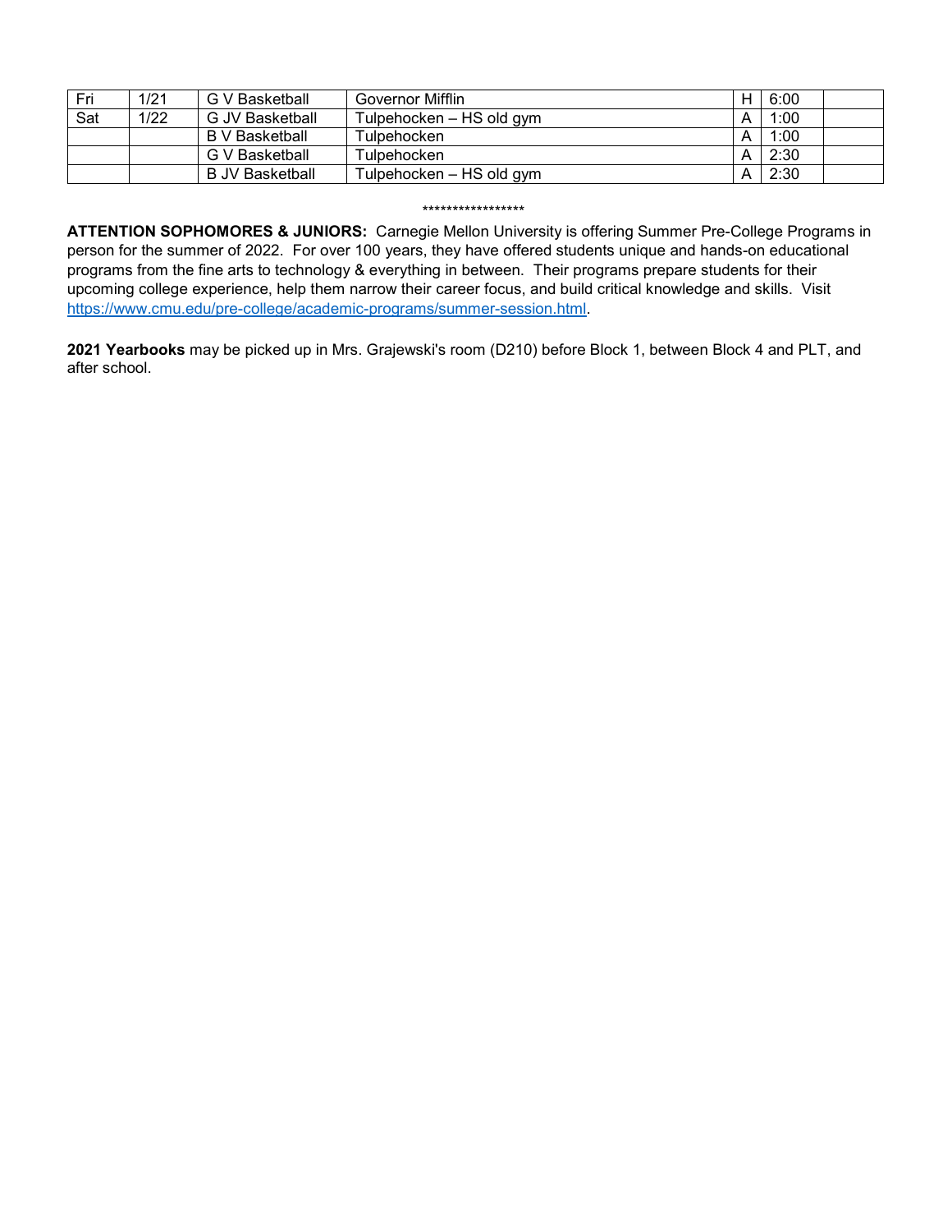| | | | | | | |
|---|---|---|---|---|---|---|
| Fri | 1/21 | G V Basketball | Governor Mifflin | H | 6:00 | |
| Sat | 1/22 | G JV Basketball | Tulpehocken – HS old gym | A | 1:00 | |
| | | B V Basketball | Tulpehocken | A | 1:00 | |
| | | G V Basketball | Tulpehocken | A | 2:30 | |
| | | B JV Basketball | Tulpehocken – HS old gym | A | 2:30 | |

*****************

**ATTENTION SOPHOMORES & JUNIORS:** Carnegie Mellon University is offering Summer Pre-College Programs in person for the summer of 2022. For over 100 years, they have offered students unique and hands-on educational programs from the fine arts to technology & everything in between. Their programs prepare students for their upcoming college experience, help them narrow their career focus, and build critical knowledge and skills. Visit https://www.cmu.edu/pre-college/academic-programs/summer-session.html.

**2021 Yearbooks** may be picked up in Mrs. Grajewski's room (D210) before Block 1, between Block 4 and PLT, and after school.